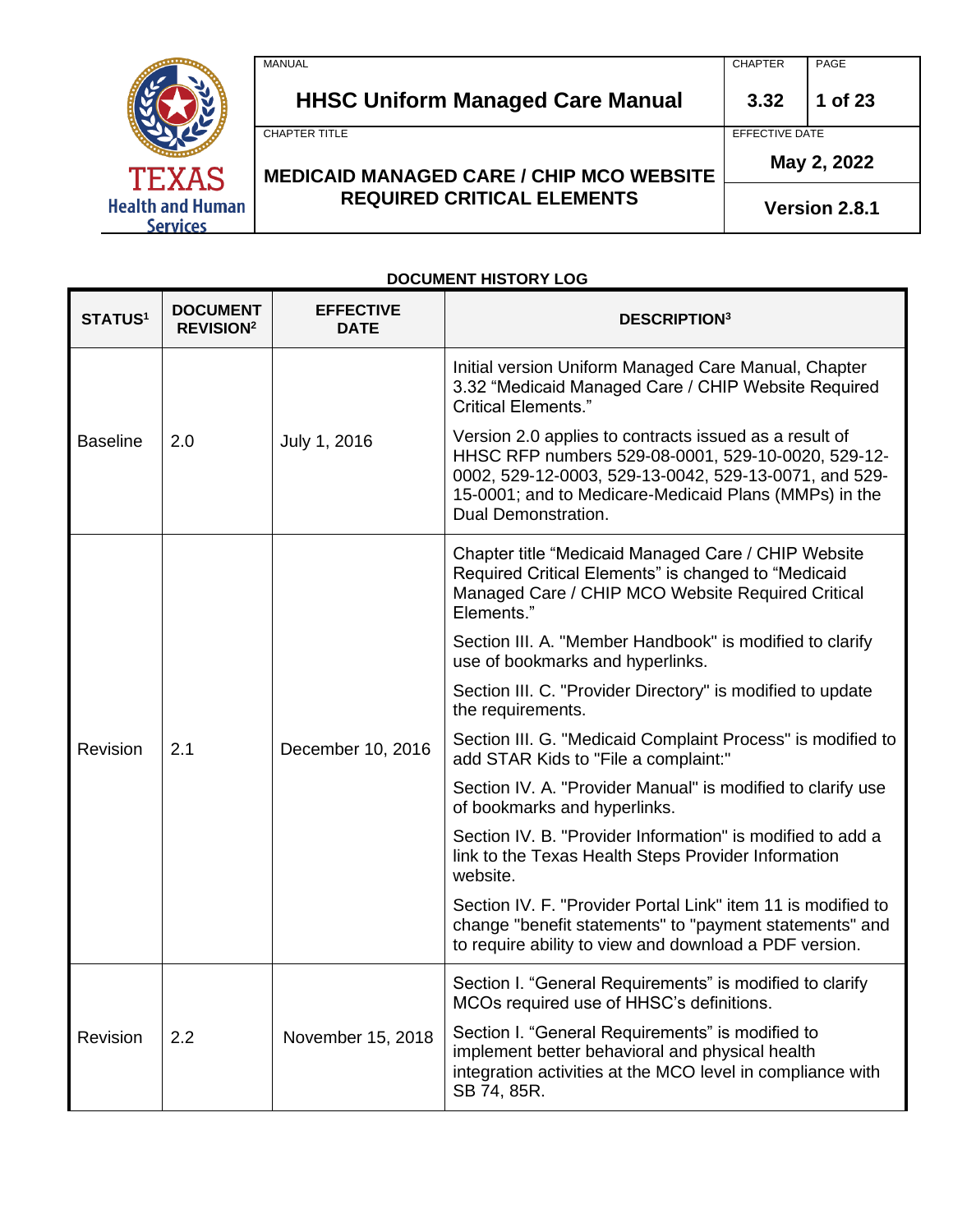| MANUAL | CHAPTER | PAGE |
|---|---|---|
| **HHSC Uniform Managed Care Manual** | **3.32** | **1 of 23** |
| CHAPTER TITLE | EFFECTIVE DATE | |
| **MEDICAID MANAGED CARE / CHIP MCO WEBSITE REQUIRED CRITICAL ELEMENTS** | **May 2, 2022** | |
| | **Version 2.8.1** | |

**DOCUMENT HISTORY LOG**

| STATUS[1] | DOCUMENT REVISION[2] | EFFECTIVE DATE | DESCRIPTION[3] |
|---|---|---|---|
| Baseline | 2.0 | July 1, 2016 | Initial version Uniform Managed Care Manual, Chapter 3.32 "Medicaid Managed Care / CHIP Website Required Critical Elements."<br><br>Version 2.0 applies to contracts issued as a result of HHSC RFP numbers 529-08-0001, 529-10-0020, 529-12-0002, 529-12-0003, 529-13-0042, 529-13-0071, and 529-15-0001; and to Medicare-Medicaid Plans (MMPs) in the Dual Demonstration. |
| Revision | 2.1 | December 10, 2016 | Chapter title "Medicaid Managed Care / CHIP Website Required Critical Elements" is changed to "Medicaid Managed Care / CHIP MCO Website Required Critical Elements."<br><br>Section III. A. "Member Handbook" is modified to clarify use of bookmarks and hyperlinks.<br><br>Section III. C. "Provider Directory" is modified to update the requirements.<br><br>Section III. G. "Medicaid Complaint Process" is modified to add STAR Kids to "File a complaint:"<br><br>Section IV. A. "Provider Manual" is modified to clarify use of bookmarks and hyperlinks.<br><br>Section IV. B. "Provider Information" is modified to add a link to the Texas Health Steps Provider Information website.<br><br>Section IV. F. "Provider Portal Link" item 11 is modified to change "benefit statements" to "payment statements" and to require ability to view and download a PDF version. |
| Revision | 2.2 | November 15, 2018 | Section I. "General Requirements" is modified to clarify MCOs required use of HHSC's definitions.<br><br>Section I. "General Requirements" is modified to implement better behavioral and physical health integration activities at the MCO level in compliance with SB 74, 85R. |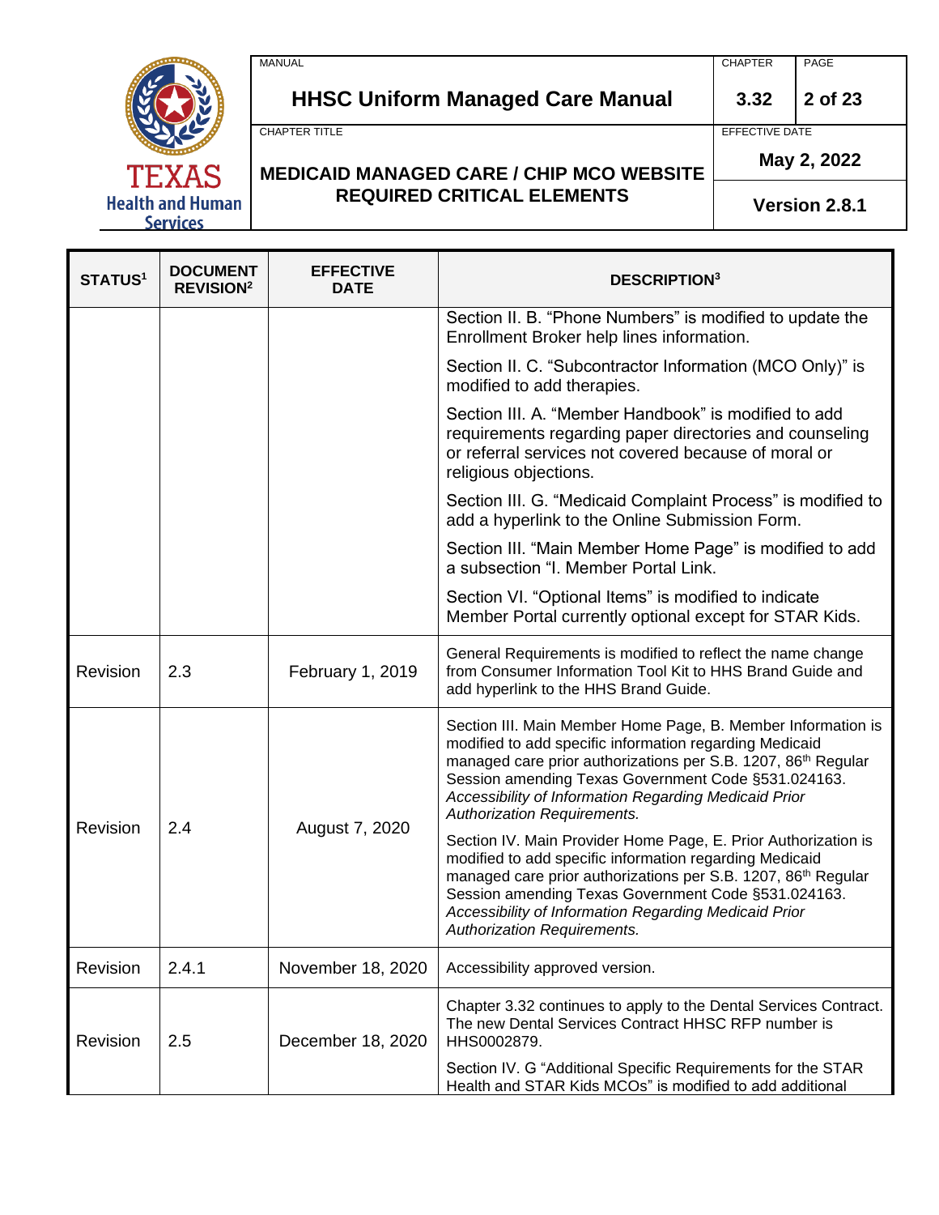| STATUS[1] | DOCUMENT REVISION[2] | EFFECTIVE DATE | DESCRIPTION[3] |
|---|---|---|---|
| | | | Section II. B. "Phone Numbers" is modified to update the Enrollment Broker help lines information.<br><br>Section II. C. "Subcontractor Information (MCO Only)" is modified to add therapies.<br><br>Section III. A. "Member Handbook" is modified to add requirements regarding paper directories and counseling or referral services not covered because of moral or religious objections.<br><br>Section III. G. "Medicaid Complaint Process" is modified to add a hyperlink to the Online Submission Form.<br><br>Section III. "Main Member Home Page" is modified to add a subsection "I. Member Portal Link.<br><br>Section VI. "Optional Items" is modified to indicate Member Portal currently optional except for STAR Kids. |
| Revision | 2.3 | February 1, 2019 | General Requirements is modified to reflect the name change from Consumer Information Tool Kit to HHS Brand Guide and add hyperlink to the HHS Brand Guide. |
| Revision | 2.4 | August 7, 2020 | Section III. Main Member Home Page, B. Member Information is modified to add specific information regarding Medicaid managed care prior authorizations per S.B. 1207, 86th Regular Session amending Texas Government Code §531.024163. *Accessibility of Information Regarding Medicaid Prior Authorization Requirements.*<br><br>Section IV. Main Provider Home Page, E. Prior Authorization is modified to add specific information regarding Medicaid managed care prior authorizations per S.B. 1207, 86th Regular Session amending Texas Government Code §531.024163. *Accessibility of Information Regarding Medicaid Prior Authorization Requirements.* |
| Revision | 2.4.1 | November 18, 2020 | Accessibility approved version. |
| Revision | 2.5 | December 18, 2020 | Chapter 3.32 continues to apply to the Dental Services Contract. The new Dental Services Contract HHSC RFP number is HHS0002879.<br><br>Section IV. G "Additional Specific Requirements for the STAR Health and STAR Kids MCOs" is modified to add additional |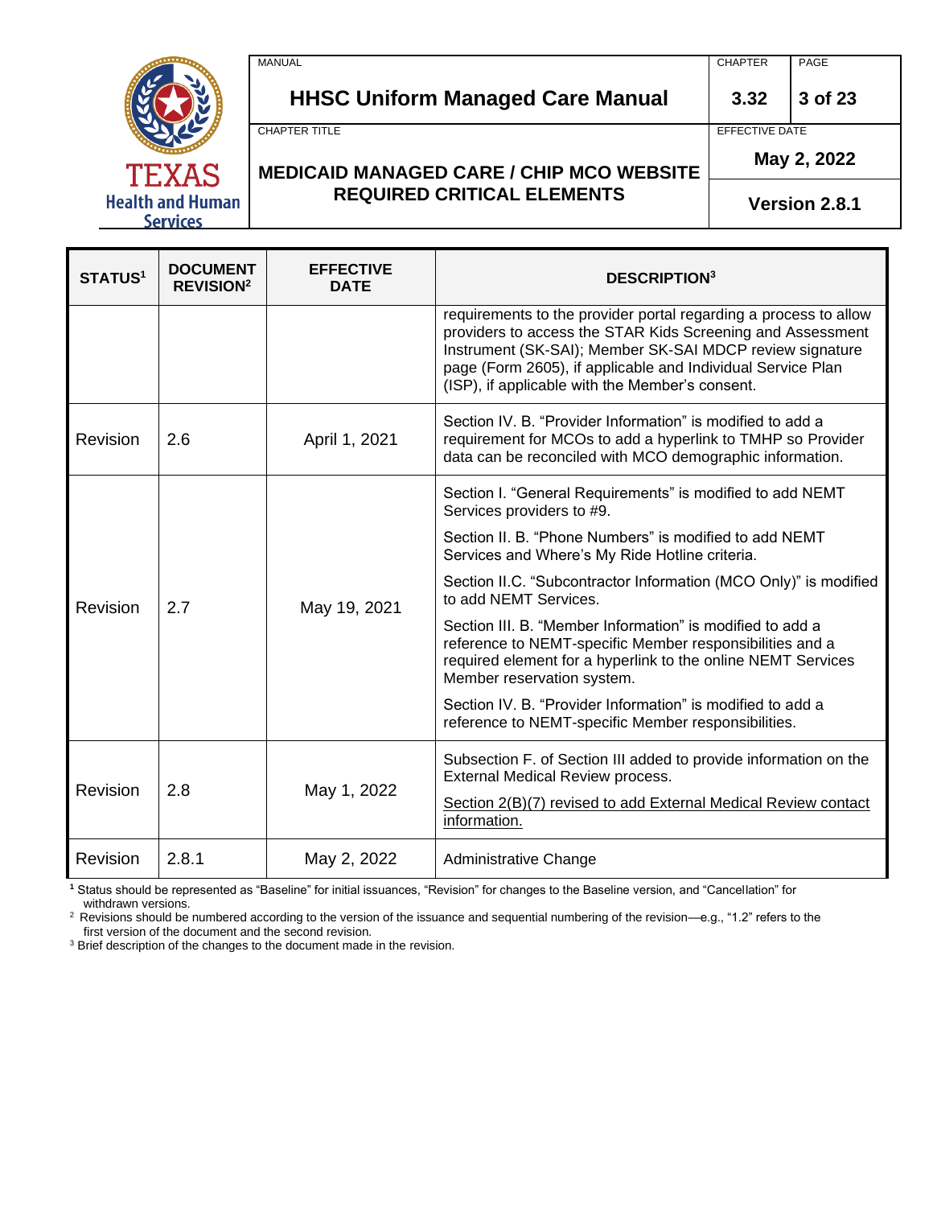| STATUS[1] | DOCUMENT REVISION[2] | EFFECTIVE DATE | DESCRIPTION[3] |
|---|---|---|---|
| | | | requirements to the provider portal regarding a process to allow providers to access the STAR Kids Screening and Assessment Instrument (SK-SAI); Member SK-SAI MDCP review signature page (Form 2605), if applicable and Individual Service Plan (ISP), if applicable with the Member's consent. |
| Revision | 2.6 | April 1, 2021 | Section IV. B. "Provider Information" is modified to add a requirement for MCOs to add a hyperlink to TMHP so Provider data can be reconciled with MCO demographic information. |
| Revision | 2.7 | May 19, 2021 | Section I. "General Requirements" is modified to add NEMT Services providers to #9.<br><br>Section II. B. "Phone Numbers" is modified to add NEMT Services and Where's My Ride Hotline criteria.<br><br>Section II.C. "Subcontractor Information (MCO Only)" is modified to add NEMT Services.<br><br>Section III. B. "Member Information" is modified to add a reference to NEMT-specific Member responsibilities and a required element for a hyperlink to the online NEMT Services Member reservation system.<br><br>Section IV. B. "Provider Information" is modified to add a reference to NEMT-specific Member responsibilities. |
| Revision | 2.8 | May 1, 2022 | Subsection F. of Section III added to provide information on the External Medical Review process.<br><br>Section 2(B)(7) revised to add External Medical Review contact information. |
| Revision | 2.8.1 | May 2, 2022 | Administrative Change |

[1] Status should be represented as "Baseline" for initial issuances, "Revision" for changes to the Baseline version, and "Cancellation" for withdrawn versions.

[2] Revisions should be numbered according to the version of the issuance and sequential numbering of the revision—e.g., "1.2" refers to the first version of the document and the second revision.

[3] Brief description of the changes to the document made in the revision.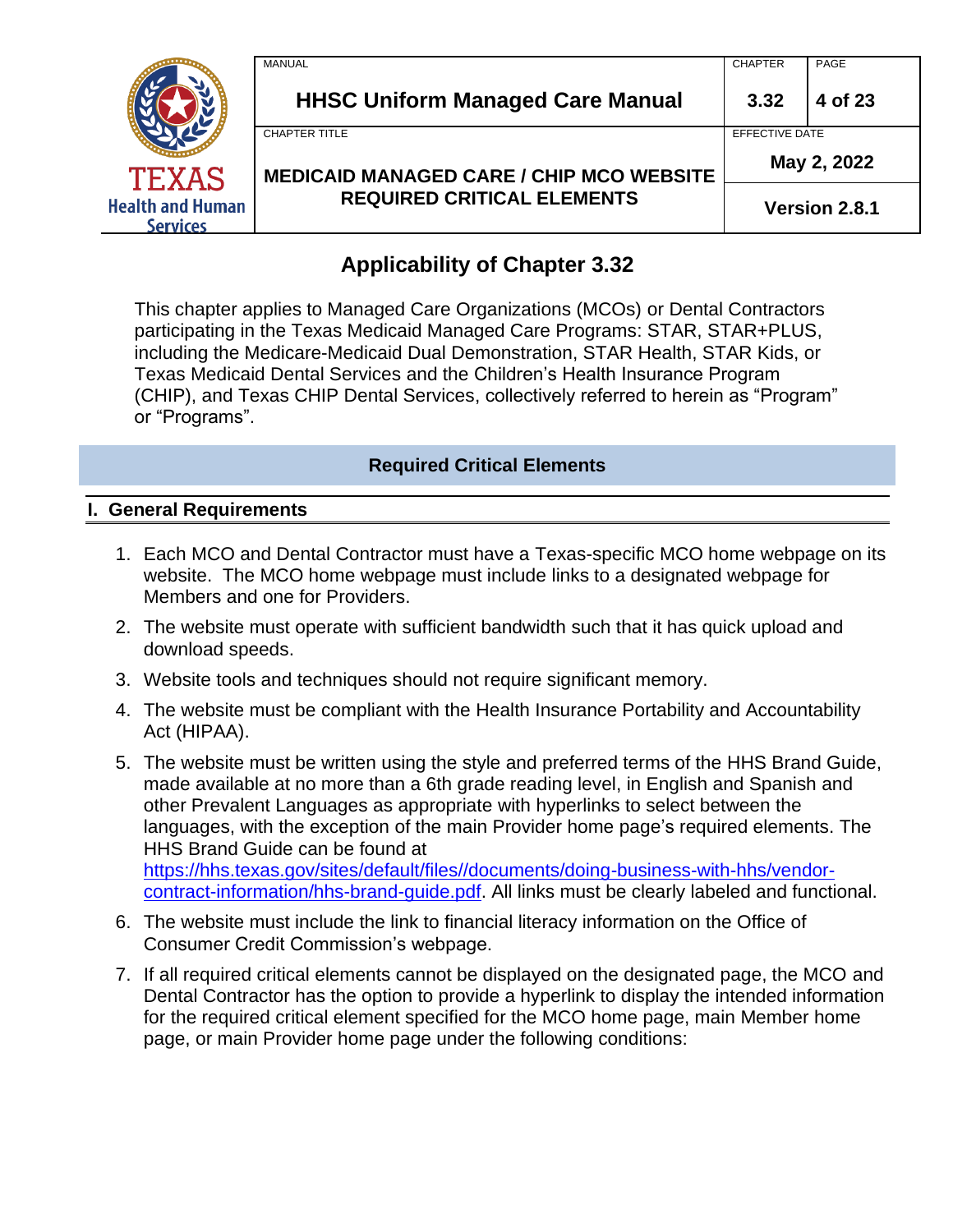## Applicability of Chapter 3.32

This chapter applies to Managed Care Organizations (MCOs) or Dental Contractors participating in the Texas Medicaid Managed Care Programs: STAR, STAR+PLUS, including the Medicare-Medicaid Dual Demonstration, STAR Health, STAR Kids, or Texas Medicaid Dental Services and the Children's Health Insurance Program (CHIP), and Texas CHIP Dental Services, collectively referred to herein as "Program" or "Programs".

## Required Critical Elements

### I. General Requirements

1. Each MCO and Dental Contractor must have a Texas-specific MCO home webpage on its website. The MCO home webpage must include links to a designated webpage for Members and one for Providers.
2. The website must operate with sufficient bandwidth such that it has quick upload and download speeds.
3. Website tools and techniques should not require significant memory.
4. The website must be compliant with the Health Insurance Portability and Accountability Act (HIPAA).
5. The website must be written using the style and preferred terms of the HHS Brand Guide, made available at no more than a 6th grade reading level, in English and Spanish and other Prevalent Languages as appropriate with hyperlinks to select between the languages, with the exception of the main Provider home page's required elements. The HHS Brand Guide can be found at https://hhs.texas.gov/sites/default/files//documents/doing-business-with-hhs/vendor-contract-information/hhs-brand-guide.pdf. All links must be clearly labeled and functional.
6. The website must include the link to financial literacy information on the Office of Consumer Credit Commission's webpage.
7. If all required critical elements cannot be displayed on the designated page, the MCO and Dental Contractor has the option to provide a hyperlink to display the intended information for the required critical element specified for the MCO home page, main Member home page, or main Provider home page under the following conditions: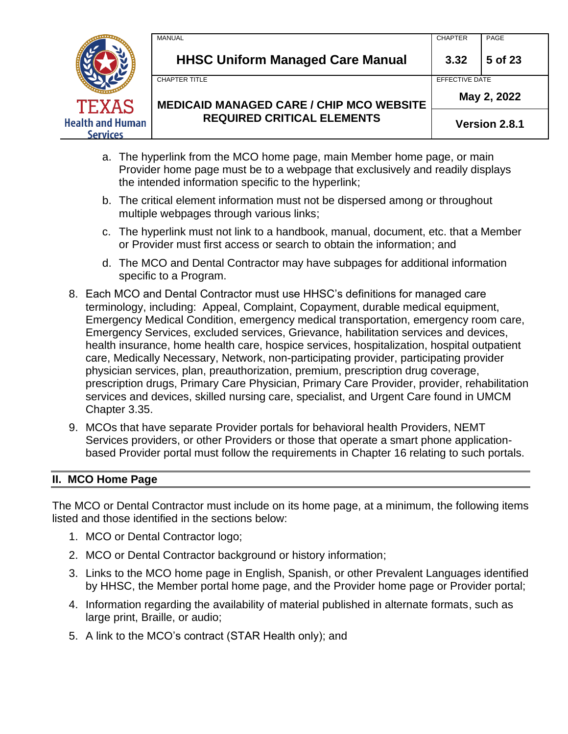a. The hyperlink from the MCO home page, main Member home page, or main Provider home page must be to a webpage that exclusively and readily displays the intended information specific to the hyperlink;

   b. The critical element information must not be dispersed among or throughout multiple webpages through various links;

   c. The hyperlink must not link to a handbook, manual, document, etc. that a Member or Provider must first access or search to obtain the information; and

   d. The MCO and Dental Contractor may have subpages for additional information specific to a Program.

8. Each MCO and Dental Contractor must use HHSC's definitions for managed care terminology, including: Appeal, Complaint, Copayment, durable medical equipment, Emergency Medical Condition, emergency medical transportation, emergency room care, Emergency Services, excluded services, Grievance, habilitation services and devices, health insurance, home health care, hospice services, hospitalization, hospital outpatient care, Medically Necessary, Network, non-participating provider, participating provider physician services, plan, preauthorization, premium, prescription drug coverage, prescription drugs, Primary Care Physician, Primary Care Provider, provider, rehabilitation services and devices, skilled nursing care, specialist, and Urgent Care found in UMCM Chapter 3.35.

9. MCOs that have separate Provider portals for behavioral health Providers, NEMT Services providers, or other Providers or those that operate a smart phone application-based Provider portal must follow the requirements in Chapter 16 relating to such portals.

## II. MCO Home Page

The MCO or Dental Contractor must include on its home page, at a minimum, the following items listed and those identified in the sections below:

1. MCO or Dental Contractor logo;
2. MCO or Dental Contractor background or history information;
3. Links to the MCO home page in English, Spanish, or other Prevalent Languages identified by HHSC, the Member portal home page, and the Provider home page or Provider portal;
4. Information regarding the availability of material published in alternate formats, such as large print, Braille, or audio;
5. A link to the MCO's contract (STAR Health only); and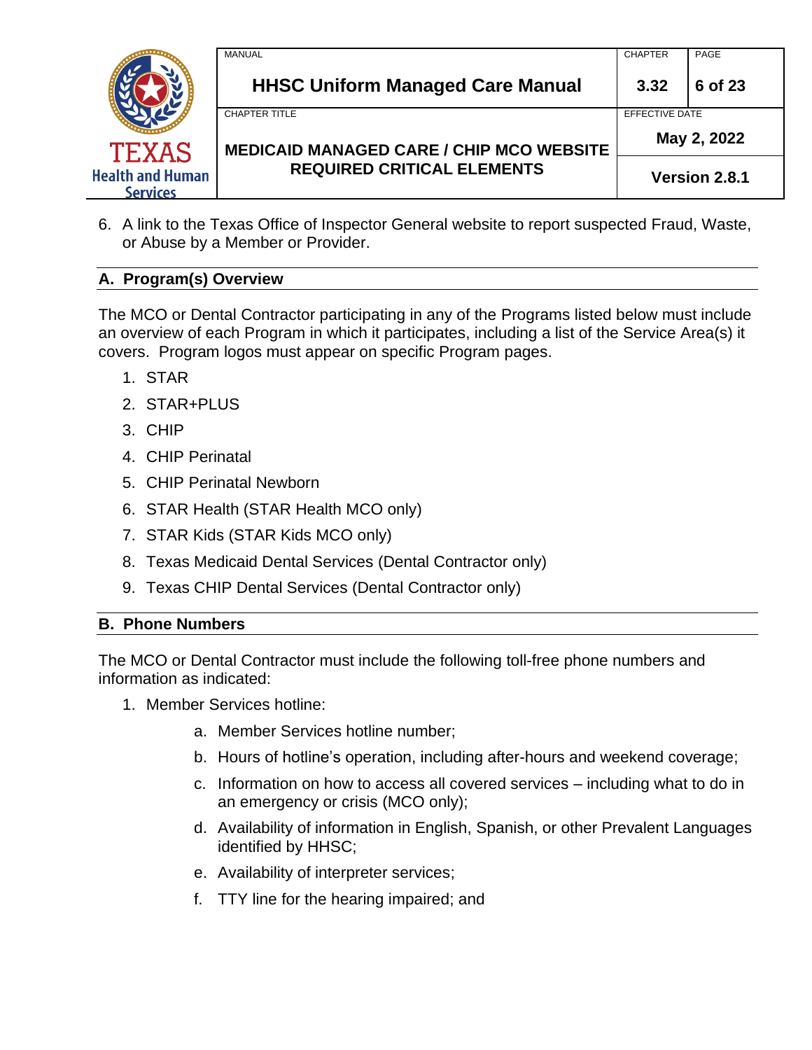6. A link to the Texas Office of Inspector General website to report suspected Fraud, Waste, or Abuse by a Member or Provider.

## A. Program(s) Overview

The MCO or Dental Contractor participating in any of the Programs listed below must include an overview of each Program in which it participates, including a list of the Service Area(s) it covers. Program logos must appear on specific Program pages.

1. STAR
2. STAR+PLUS
3. CHIP
4. CHIP Perinatal
5. CHIP Perinatal Newborn
6. STAR Health (STAR Health MCO only)
7. STAR Kids (STAR Kids MCO only)
8. Texas Medicaid Dental Services (Dental Contractor only)
9. Texas CHIP Dental Services (Dental Contractor only)

## B. Phone Numbers

The MCO or Dental Contractor must include the following toll-free phone numbers and information as indicated:

1. Member Services hotline:
    a. Member Services hotline number;
    b. Hours of hotline's operation, including after-hours and weekend coverage;
    c. Information on how to access all covered services – including what to do in an emergency or crisis (MCO only);
    d. Availability of information in English, Spanish, or other Prevalent Languages identified by HHSC;
    e. Availability of interpreter services;
    f. TTY line for the hearing impaired; and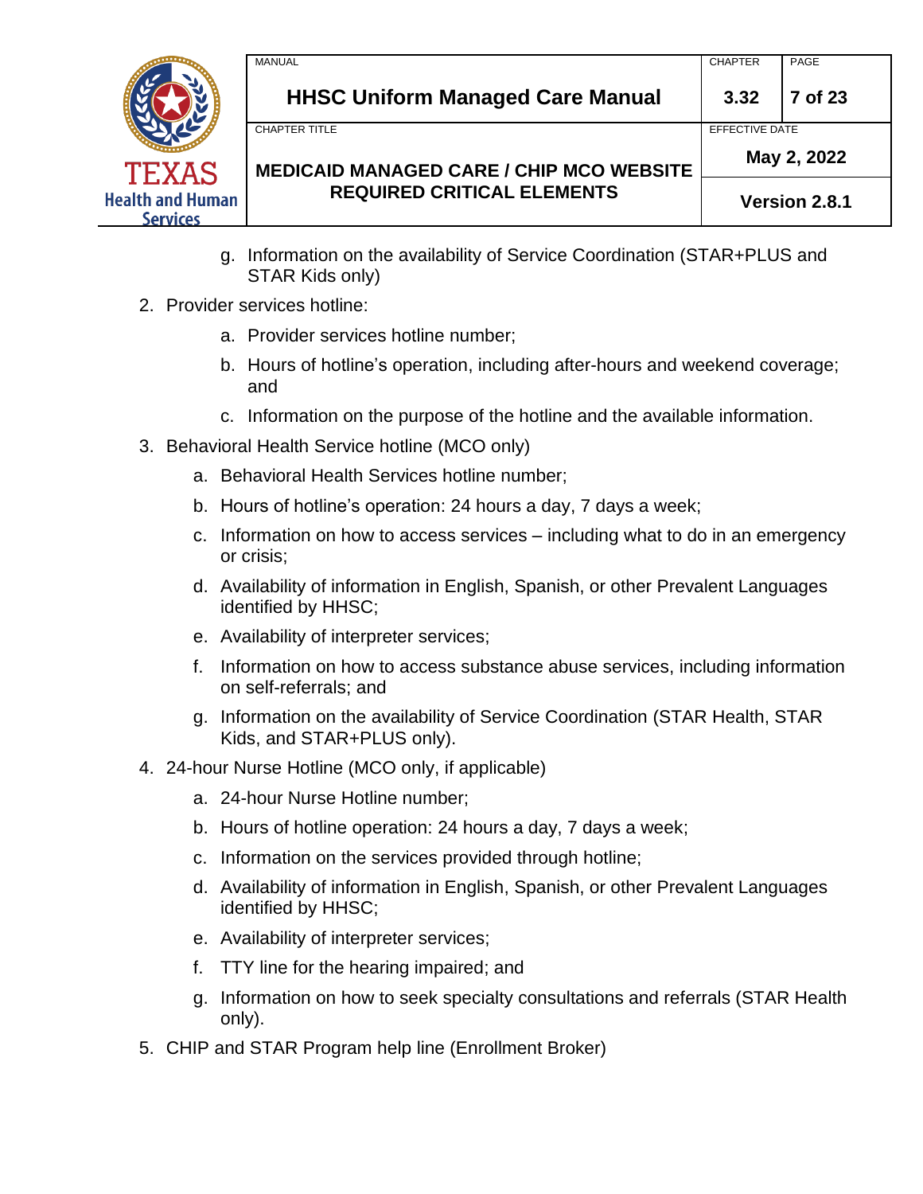g. Information on the availability of Service Coordination (STAR+PLUS and STAR Kids only)

2. Provider services hotline:
   a. Provider services hotline number;
   b. Hours of hotline's operation, including after-hours and weekend coverage; and
   c. Information on the purpose of the hotline and the available information.

3. Behavioral Health Service hotline (MCO only)
   a. Behavioral Health Services hotline number;
   b. Hours of hotline's operation: 24 hours a day, 7 days a week;
   c. Information on how to access services – including what to do in an emergency or crisis;
   d. Availability of information in English, Spanish, or other Prevalent Languages identified by HHSC;
   e. Availability of interpreter services;
   f. Information on how to access substance abuse services, including information on self-referrals; and
   g. Information on the availability of Service Coordination (STAR Health, STAR Kids, and STAR+PLUS only).

4. 24-hour Nurse Hotline (MCO only, if applicable)
   a. 24-hour Nurse Hotline number;
   b. Hours of hotline operation: 24 hours a day, 7 days a week;
   c. Information on the services provided through hotline;
   d. Availability of information in English, Spanish, or other Prevalent Languages identified by HHSC;
   e. Availability of interpreter services;
   f. TTY line for the hearing impaired; and
   g. Information on how to seek specialty consultations and referrals (STAR Health only).

5. CHIP and STAR Program help line (Enrollment Broker)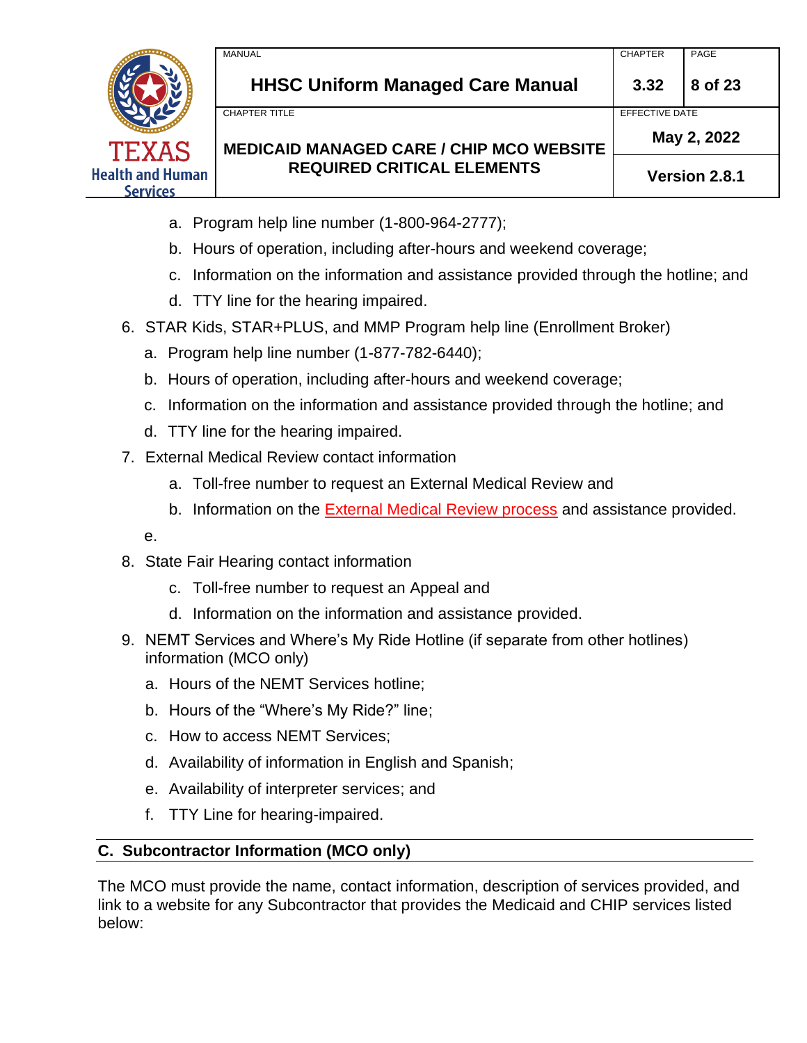a. Program help line number (1-800-964-2777);

b. Hours of operation, including after-hours and weekend coverage;

c. Information on the information and assistance provided through the hotline; and

d. TTY line for the hearing impaired.

6. STAR Kids, STAR+PLUS, and MMP Program help line (Enrollment Broker)
   a. Program help line number (1-877-782-6440);
   b. Hours of operation, including after-hours and weekend coverage;
   c. Information on the information and assistance provided through the hotline; and
   d. TTY line for the hearing impaired.
7. External Medical Review contact information
   a. Toll-free number to request an External Medical Review and
   b. Information on the External Medical Review process and assistance provided.

   e.
8. State Fair Hearing contact information
   c. Toll-free number to request an Appeal and
   d. Information on the information and assistance provided.
9. NEMT Services and Where's My Ride Hotline (if separate from other hotlines) information (MCO only)
   a. Hours of the NEMT Services hotline;
   b. Hours of the "Where's My Ride?" line;
   c. How to access NEMT Services;
   d. Availability of information in English and Spanish;
   e. Availability of interpreter services; and
   f. TTY Line for hearing-impaired.

## C. Subcontractor Information (MCO only)

The MCO must provide the name, contact information, description of services provided, and link to a website for any Subcontractor that provides the Medicaid and CHIP services listed below: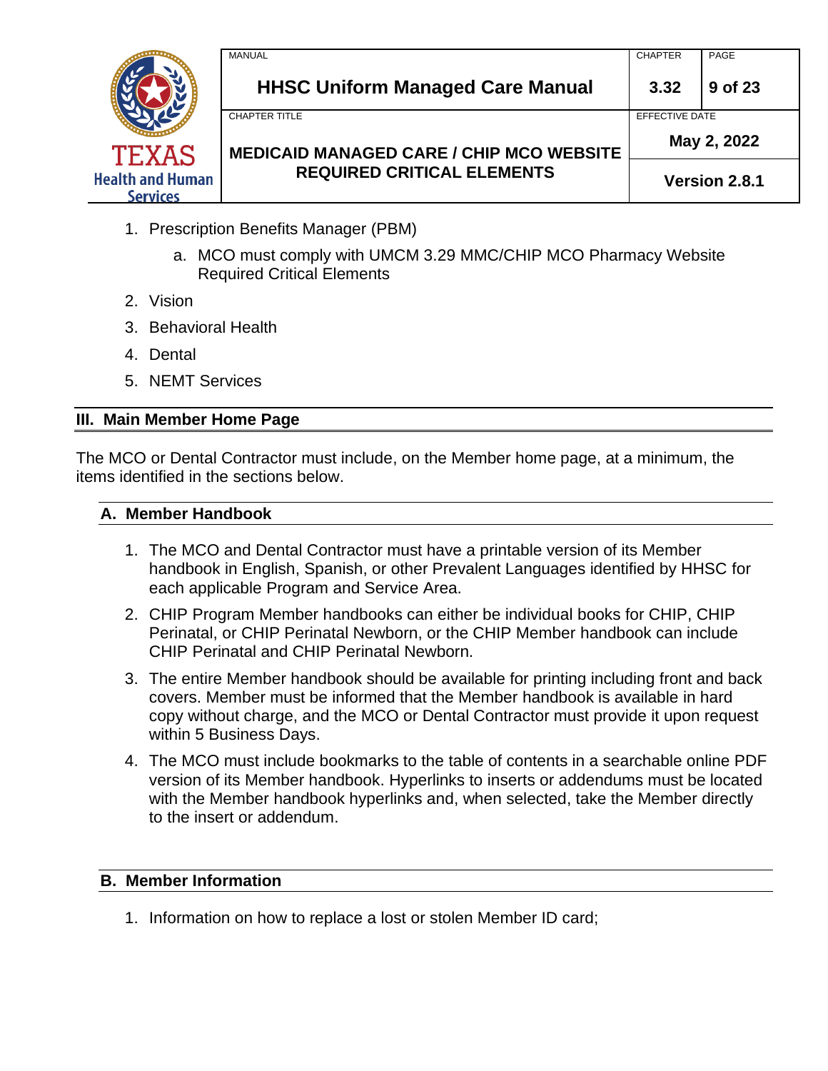1. Prescription Benefits Manager (PBM)
    a. MCO must comply with UMCM 3.29 MMC/CHIP MCO Pharmacy Website Required Critical Elements
2. Vision
3. Behavioral Health
4. Dental
5. NEMT Services

## III. Main Member Home Page

The MCO or Dental Contractor must include, on the Member home page, at a minimum, the items identified in the sections below.

### A. Member Handbook

1. The MCO and Dental Contractor must have a printable version of its Member handbook in English, Spanish, or other Prevalent Languages identified by HHSC for each applicable Program and Service Area.
2. CHIP Program Member handbooks can either be individual books for CHIP, CHIP Perinatal, or CHIP Perinatal Newborn, or the CHIP Member handbook can include CHIP Perinatal and CHIP Perinatal Newborn.
3. The entire Member handbook should be available for printing including front and back covers. Member must be informed that the Member handbook is available in hard copy without charge, and the MCO or Dental Contractor must provide it upon request within 5 Business Days.
4. The MCO must include bookmarks to the table of contents in a searchable online PDF version of its Member handbook. Hyperlinks to inserts or addendums must be located with the Member handbook hyperlinks and, when selected, take the Member directly to the insert or addendum.

### B. Member Information

1. Information on how to replace a lost or stolen Member ID card;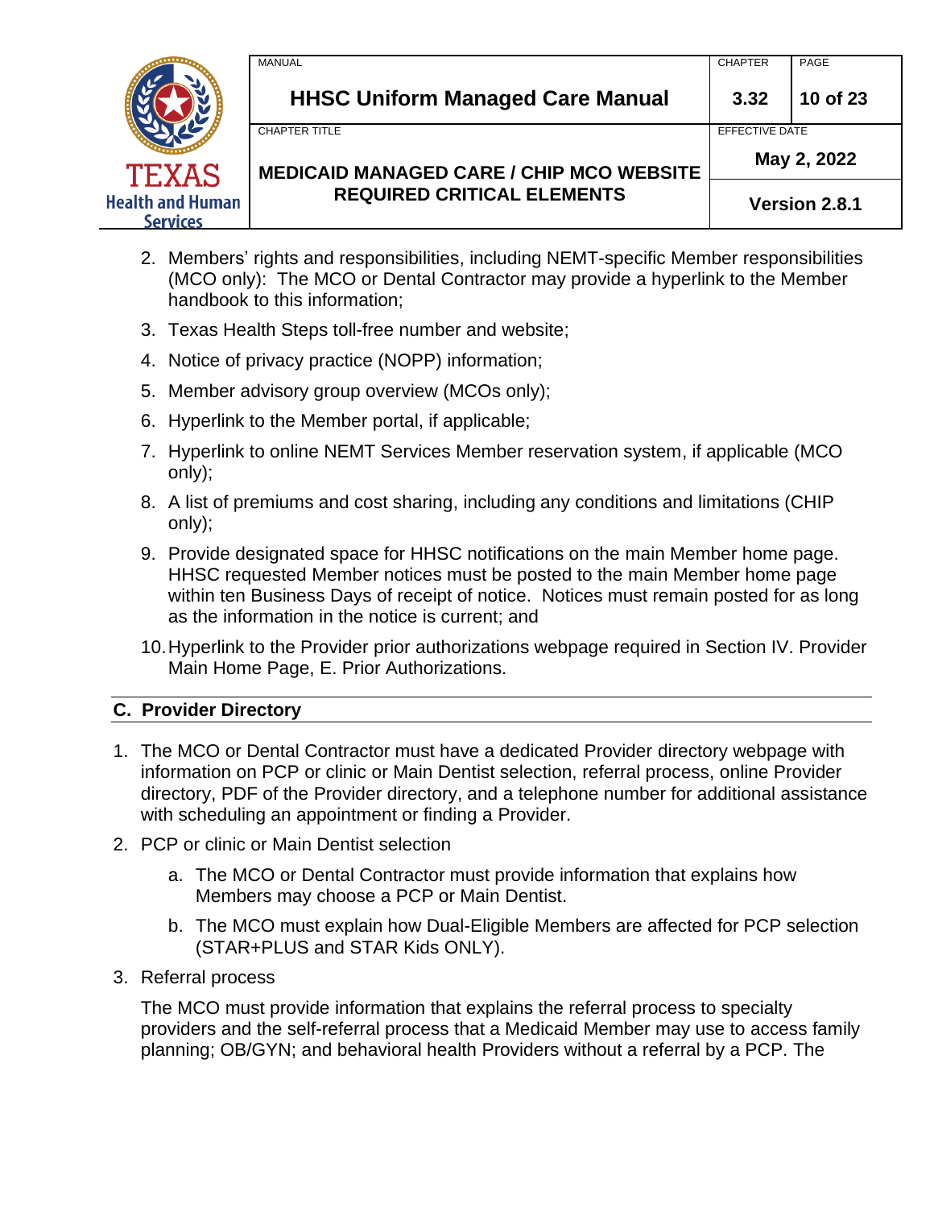2. Members' rights and responsibilities, including NEMT-specific Member responsibilities (MCO only): The MCO or Dental Contractor may provide a hyperlink to the Member handbook to this information;
3. Texas Health Steps toll-free number and website;
4. Notice of privacy practice (NOPP) information;
5. Member advisory group overview (MCOs only);
6. Hyperlink to the Member portal, if applicable;
7. Hyperlink to online NEMT Services Member reservation system, if applicable (MCO only);
8. A list of premiums and cost sharing, including any conditions and limitations (CHIP only);
9. Provide designated space for HHSC notifications on the main Member home page. HHSC requested Member notices must be posted to the main Member home page within ten Business Days of receipt of notice. Notices must remain posted for as long as the information in the notice is current; and
10. Hyperlink to the Provider prior authorizations webpage required in Section IV. Provider Main Home Page, E. Prior Authorizations.

## C. Provider Directory

1. The MCO or Dental Contractor must have a dedicated Provider directory webpage with information on PCP or clinic or Main Dentist selection, referral process, online Provider directory, PDF of the Provider directory, and a telephone number for additional assistance with scheduling an appointment or finding a Provider.
2. PCP or clinic or Main Dentist selection
   a. The MCO or Dental Contractor must provide information that explains how Members may choose a PCP or Main Dentist.
   b. The MCO must explain how Dual-Eligible Members are affected for PCP selection (STAR+PLUS and STAR Kids ONLY).
3. Referral process

   The MCO must provide information that explains the referral process to specialty providers and the self-referral process that a Medicaid Member may use to access family planning; OB/GYN; and behavioral health Providers without a referral by a PCP. The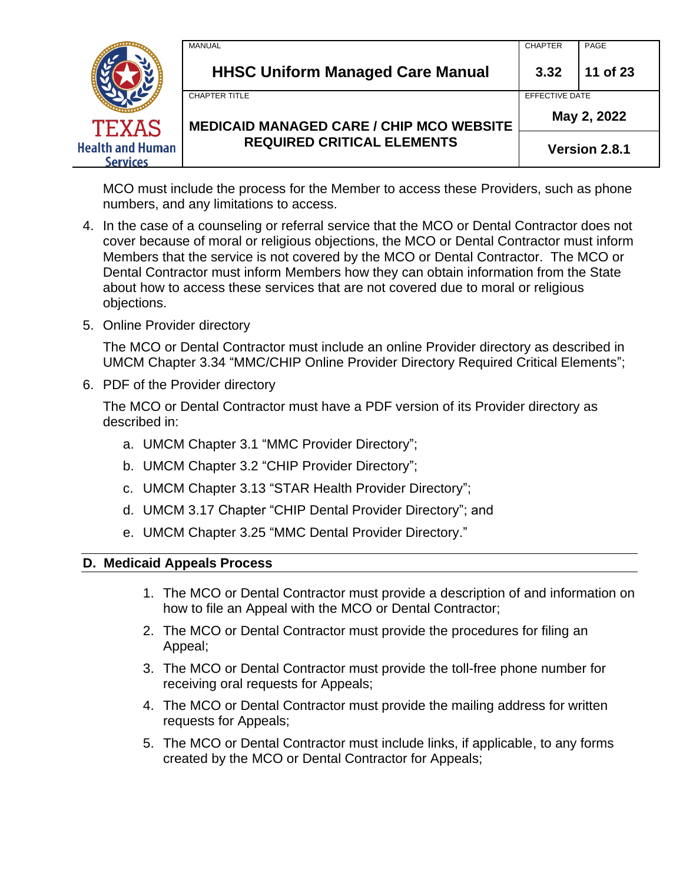MCO must include the process for the Member to access these Providers, such as phone numbers, and any limitations to access.

4. In the case of a counseling or referral service that the MCO or Dental Contractor does not cover because of moral or religious objections, the MCO or Dental Contractor must inform Members that the service is not covered by the MCO or Dental Contractor. The MCO or Dental Contractor must inform Members how they can obtain information from the State about how to access these services that are not covered due to moral or religious objections.

5. Online Provider directory

   The MCO or Dental Contractor must include an online Provider directory as described in UMCM Chapter 3.34 "MMC/CHIP Online Provider Directory Required Critical Elements";

6. PDF of the Provider directory

   The MCO or Dental Contractor must have a PDF version of its Provider directory as described in:

   a. UMCM Chapter 3.1 "MMC Provider Directory";
   b. UMCM Chapter 3.2 "CHIP Provider Directory";
   c. UMCM Chapter 3.13 "STAR Health Provider Directory";
   d. UMCM 3.17 Chapter "CHIP Dental Provider Directory"; and
   e. UMCM Chapter 3.25 "MMC Dental Provider Directory."

## D. Medicaid Appeals Process

1. The MCO or Dental Contractor must provide a description of and information on how to file an Appeal with the MCO or Dental Contractor;
2. The MCO or Dental Contractor must provide the procedures for filing an Appeal;
3. The MCO or Dental Contractor must provide the toll-free phone number for receiving oral requests for Appeals;
4. The MCO or Dental Contractor must provide the mailing address for written requests for Appeals;
5. The MCO or Dental Contractor must include links, if applicable, to any forms created by the MCO or Dental Contractor for Appeals;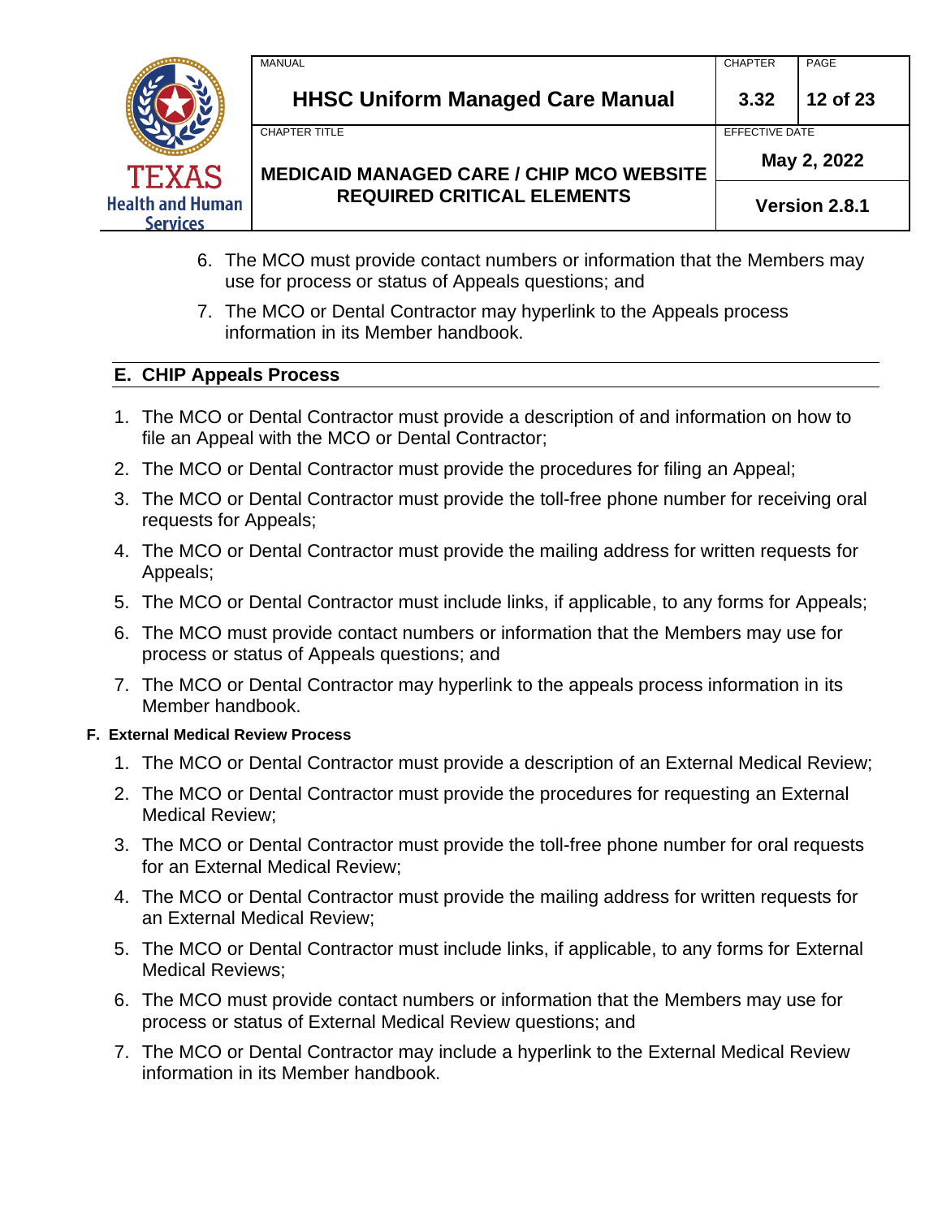6. The MCO must provide contact numbers or information that the Members may use for process or status of Appeals questions; and
7. The MCO or Dental Contractor may hyperlink to the Appeals process information in its Member handbook.

## E. CHIP Appeals Process

1. The MCO or Dental Contractor must provide a description of and information on how to file an Appeal with the MCO or Dental Contractor;
2. The MCO or Dental Contractor must provide the procedures for filing an Appeal;
3. The MCO or Dental Contractor must provide the toll-free phone number for receiving oral requests for Appeals;
4. The MCO or Dental Contractor must provide the mailing address for written requests for Appeals;
5. The MCO or Dental Contractor must include links, if applicable, to any forms for Appeals;
6. The MCO must provide contact numbers or information that the Members may use for process or status of Appeals questions; and
7. The MCO or Dental Contractor may hyperlink to the appeals process information in its Member handbook.

### F. External Medical Review Process

1. The MCO or Dental Contractor must provide a description of an External Medical Review;
2. The MCO or Dental Contractor must provide the procedures for requesting an External Medical Review;
3. The MCO or Dental Contractor must provide the toll-free phone number for oral requests for an External Medical Review;
4. The MCO or Dental Contractor must provide the mailing address for written requests for an External Medical Review;
5. The MCO or Dental Contractor must include links, if applicable, to any forms for External Medical Reviews;
6. The MCO must provide contact numbers or information that the Members may use for process or status of External Medical Review questions; and
7. The MCO or Dental Contractor may include a hyperlink to the External Medical Review information in its Member handbook.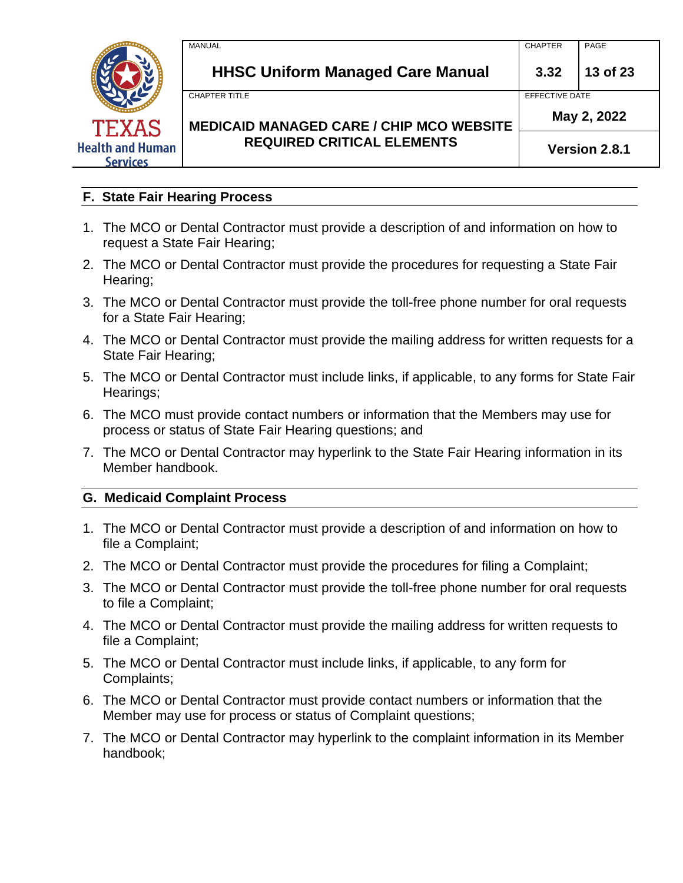## F. State Fair Hearing Process

1. The MCO or Dental Contractor must provide a description of and information on how to request a State Fair Hearing;
2. The MCO or Dental Contractor must provide the procedures for requesting a State Fair Hearing;
3. The MCO or Dental Contractor must provide the toll-free phone number for oral requests for a State Fair Hearing;
4. The MCO or Dental Contractor must provide the mailing address for written requests for a State Fair Hearing;
5. The MCO or Dental Contractor must include links, if applicable, to any forms for State Fair Hearings;
6. The MCO must provide contact numbers or information that the Members may use for process or status of State Fair Hearing questions; and
7. The MCO or Dental Contractor may hyperlink to the State Fair Hearing information in its Member handbook.

## G. Medicaid Complaint Process

1. The MCO or Dental Contractor must provide a description of and information on how to file a Complaint;
2. The MCO or Dental Contractor must provide the procedures for filing a Complaint;
3. The MCO or Dental Contractor must provide the toll-free phone number for oral requests to file a Complaint;
4. The MCO or Dental Contractor must provide the mailing address for written requests to file a Complaint;
5. The MCO or Dental Contractor must include links, if applicable, to any form for Complaints;
6. The MCO or Dental Contractor must provide contact numbers or information that the Member may use for process or status of Complaint questions;
7. The MCO or Dental Contractor may hyperlink to the complaint information in its Member handbook;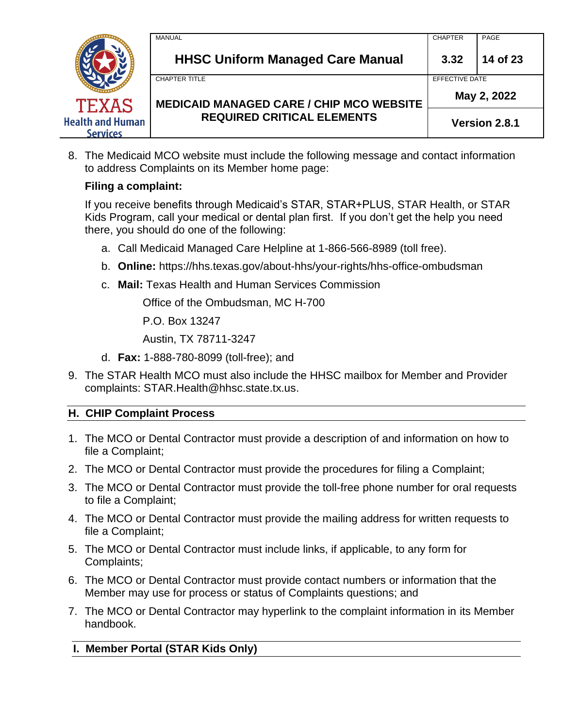8. The Medicaid MCO website must include the following message and contact information to address Complaints on its Member home page:

   **Filing a complaint:**

   If you receive benefits through Medicaid's STAR, STAR+PLUS, STAR Health, or STAR Kids Program, call your medical or dental plan first. If you don't get the help you need there, you should do one of the following:

   a. Call Medicaid Managed Care Helpline at 1-866-566-8989 (toll free).

   b. **Online:** https://hhs.texas.gov/about-hhs/your-rights/hhs-office-ombudsman

   c. **Mail:** Texas Health and Human Services Commission

      Office of the Ombudsman, MC H-700

      P.O. Box 13247

      Austin, TX 78711-3247

   d. **Fax:** 1-888-780-8099 (toll-free); and

9. The STAR Health MCO must also include the HHSC mailbox for Member and Provider complaints: STAR.Health@hhsc.state.tx.us.

## H. CHIP Complaint Process

1. The MCO or Dental Contractor must provide a description of and information on how to file a Complaint;
2. The MCO or Dental Contractor must provide the procedures for filing a Complaint;
3. The MCO or Dental Contractor must provide the toll-free phone number for oral requests to file a Complaint;
4. The MCO or Dental Contractor must provide the mailing address for written requests to file a Complaint;
5. The MCO or Dental Contractor must include links, if applicable, to any form for Complaints;
6. The MCO or Dental Contractor must provide contact numbers or information that the Member may use for process or status of Complaints questions; and
7. The MCO or Dental Contractor may hyperlink to the complaint information in its Member handbook.

## I. Member Portal (STAR Kids Only)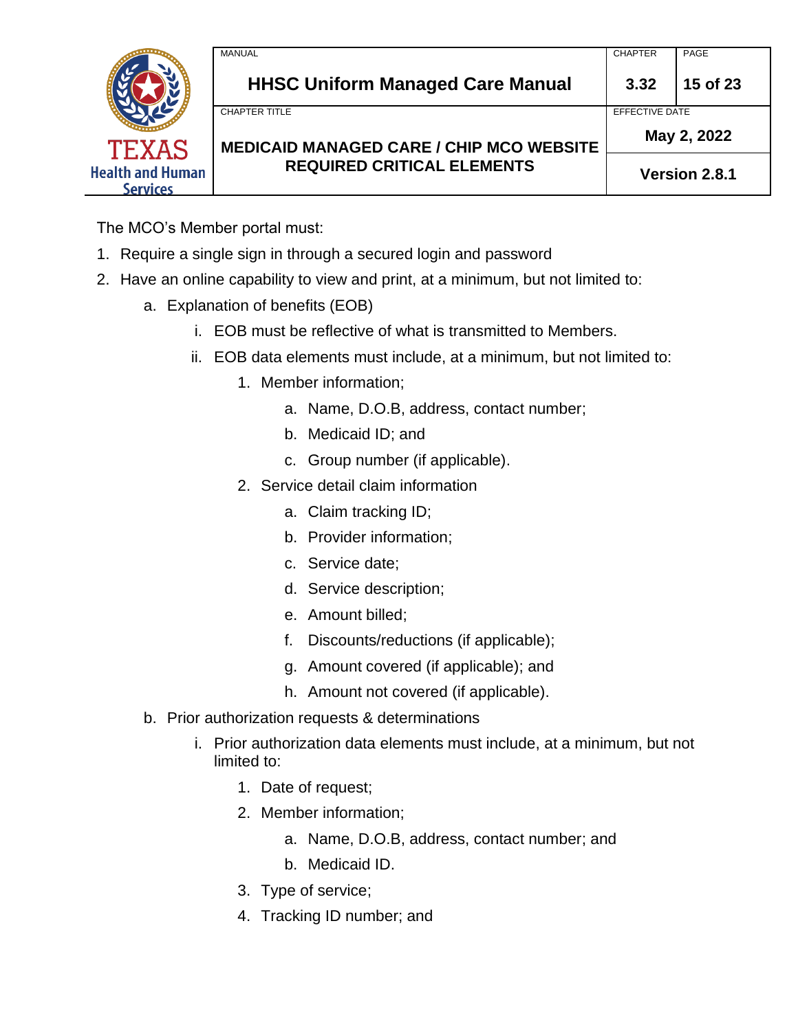The MCO's Member portal must:

1. Require a single sign in through a secured login and password
2. Have an online capability to view and print, at a minimum, but not limited to:
    a. Explanation of benefits (EOB)
        i. EOB must be reflective of what is transmitted to Members.
        ii. EOB data elements must include, at a minimum, but not limited to:
            1. Member information;
                a. Name, D.O.B, address, contact number;
                b. Medicaid ID; and
                c. Group number (if applicable).
            2. Service detail claim information
                a. Claim tracking ID;
                b. Provider information;
                c. Service date;
                d. Service description;
                e. Amount billed;
                f. Discounts/reductions (if applicable);
                g. Amount covered (if applicable); and
                h. Amount not covered (if applicable).
    b. Prior authorization requests & determinations
        i. Prior authorization data elements must include, at a minimum, but not limited to:
            1. Date of request;
            2. Member information;
                a. Name, D.O.B, address, contact number; and
                b. Medicaid ID.
            3. Type of service;
            4. Tracking ID number; and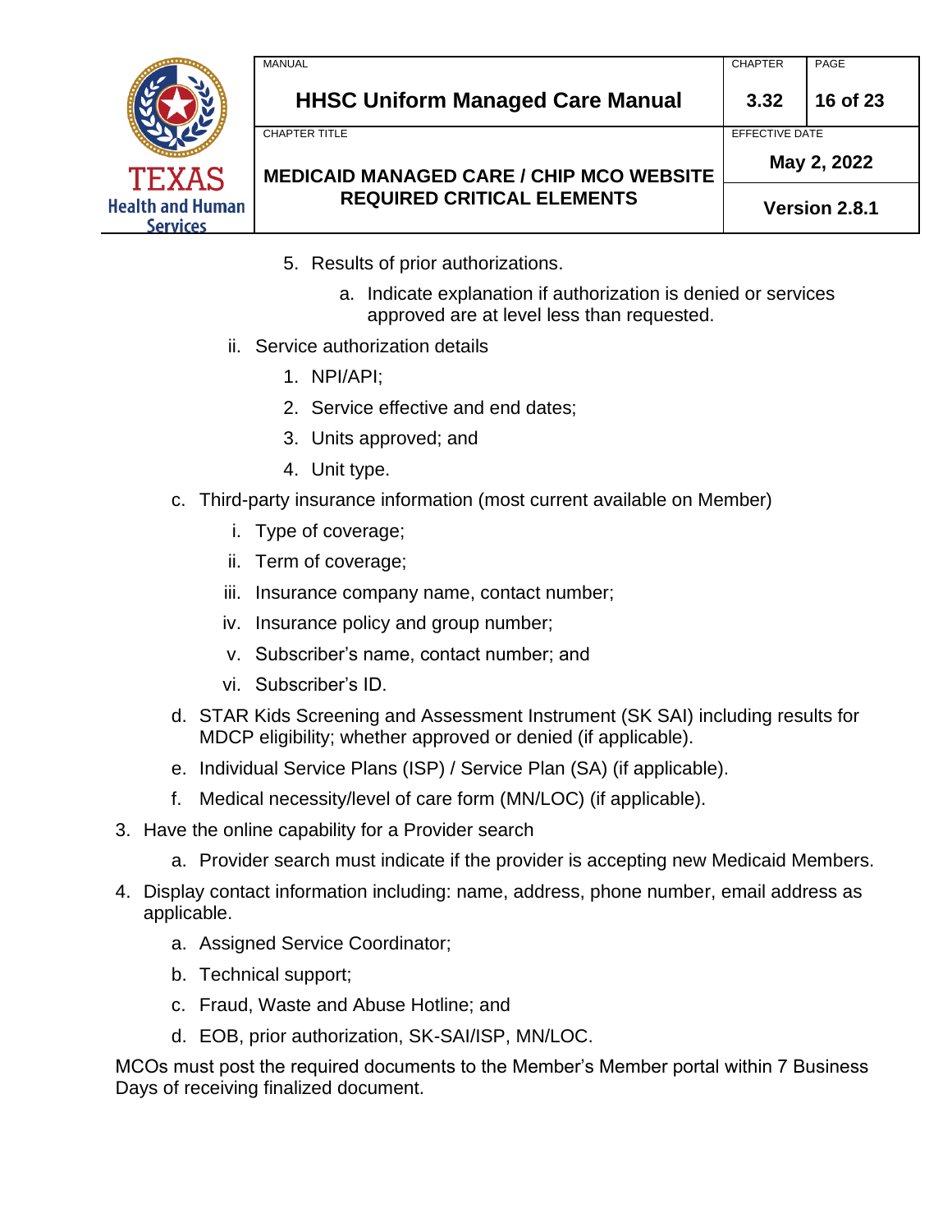5. Results of prior authorizations.
    a. Indicate explanation if authorization is denied or services approved are at level less than requested.

ii. Service authorization details
    1. NPI/API;
    2. Service effective and end dates;
    3. Units approved; and
    4. Unit type.

c. Third-party insurance information (most current available on Member)
    i. Type of coverage;
    ii. Term of coverage;
    iii. Insurance company name, contact number;
    iv. Insurance policy and group number;
    v. Subscriber's name, contact number; and
    vi. Subscriber's ID.
d. STAR Kids Screening and Assessment Instrument (SK SAI) including results for MDCP eligibility; whether approved or denied (if applicable).
e. Individual Service Plans (ISP) / Service Plan (SA) (if applicable).
f. Medical necessity/level of care form (MN/LOC) (if applicable).

3. Have the online capability for a Provider search
    a. Provider search must indicate if the provider is accepting new Medicaid Members.
4. Display contact information including: name, address, phone number, email address as applicable.
    a. Assigned Service Coordinator;
    b. Technical support;
    c. Fraud, Waste and Abuse Hotline; and
    d. EOB, prior authorization, SK-SAI/ISP, MN/LOC.

MCOs must post the required documents to the Member's Member portal within 7 Business Days of receiving finalized document.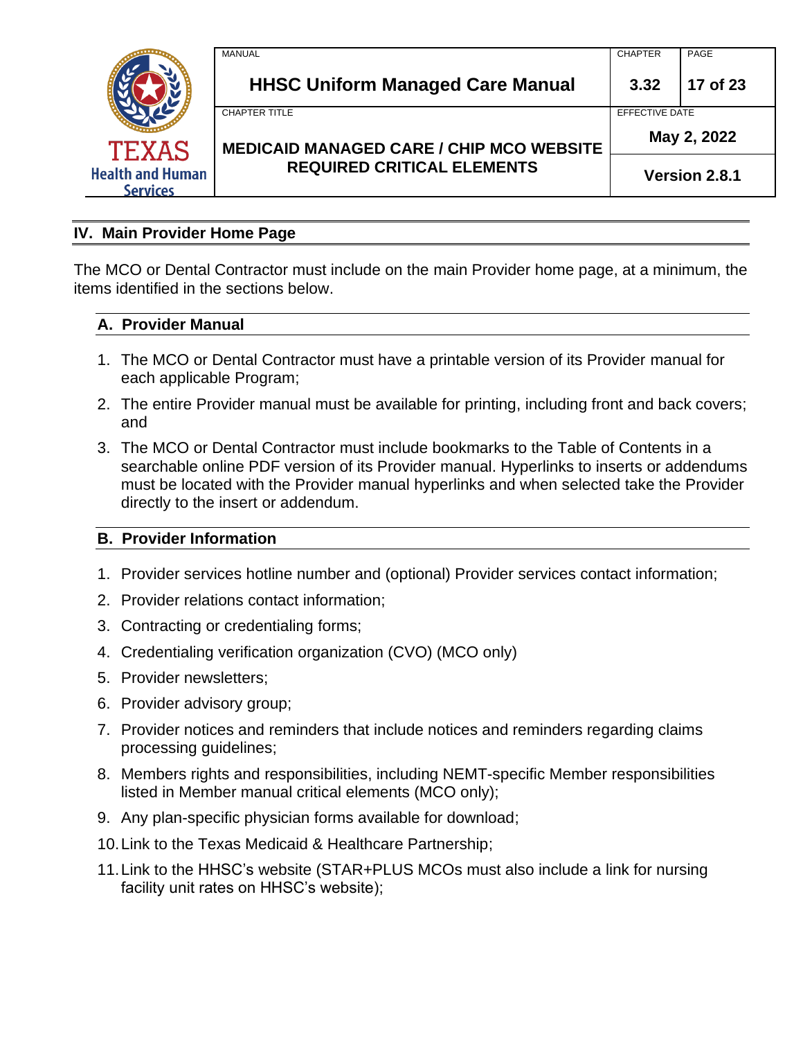## IV. Main Provider Home Page

The MCO or Dental Contractor must include on the main Provider home page, at a minimum, the items identified in the sections below.

### A. Provider Manual

1. The MCO or Dental Contractor must have a printable version of its Provider manual for each applicable Program;
2. The entire Provider manual must be available for printing, including front and back covers; and
3. The MCO or Dental Contractor must include bookmarks to the Table of Contents in a searchable online PDF version of its Provider manual. Hyperlinks to inserts or addendums must be located with the Provider manual hyperlinks and when selected take the Provider directly to the insert or addendum.

### B. Provider Information

1. Provider services hotline number and (optional) Provider services contact information;
2. Provider relations contact information;
3. Contracting or credentialing forms;
4. Credentialing verification organization (CVO) (MCO only)
5. Provider newsletters;
6. Provider advisory group;
7. Provider notices and reminders that include notices and reminders regarding claims processing guidelines;
8. Members rights and responsibilities, including NEMT-specific Member responsibilities listed in Member manual critical elements (MCO only);
9. Any plan-specific physician forms available for download;
10. Link to the Texas Medicaid & Healthcare Partnership;
11. Link to the HHSC's website (STAR+PLUS MCOs must also include a link for nursing facility unit rates on HHSC's website);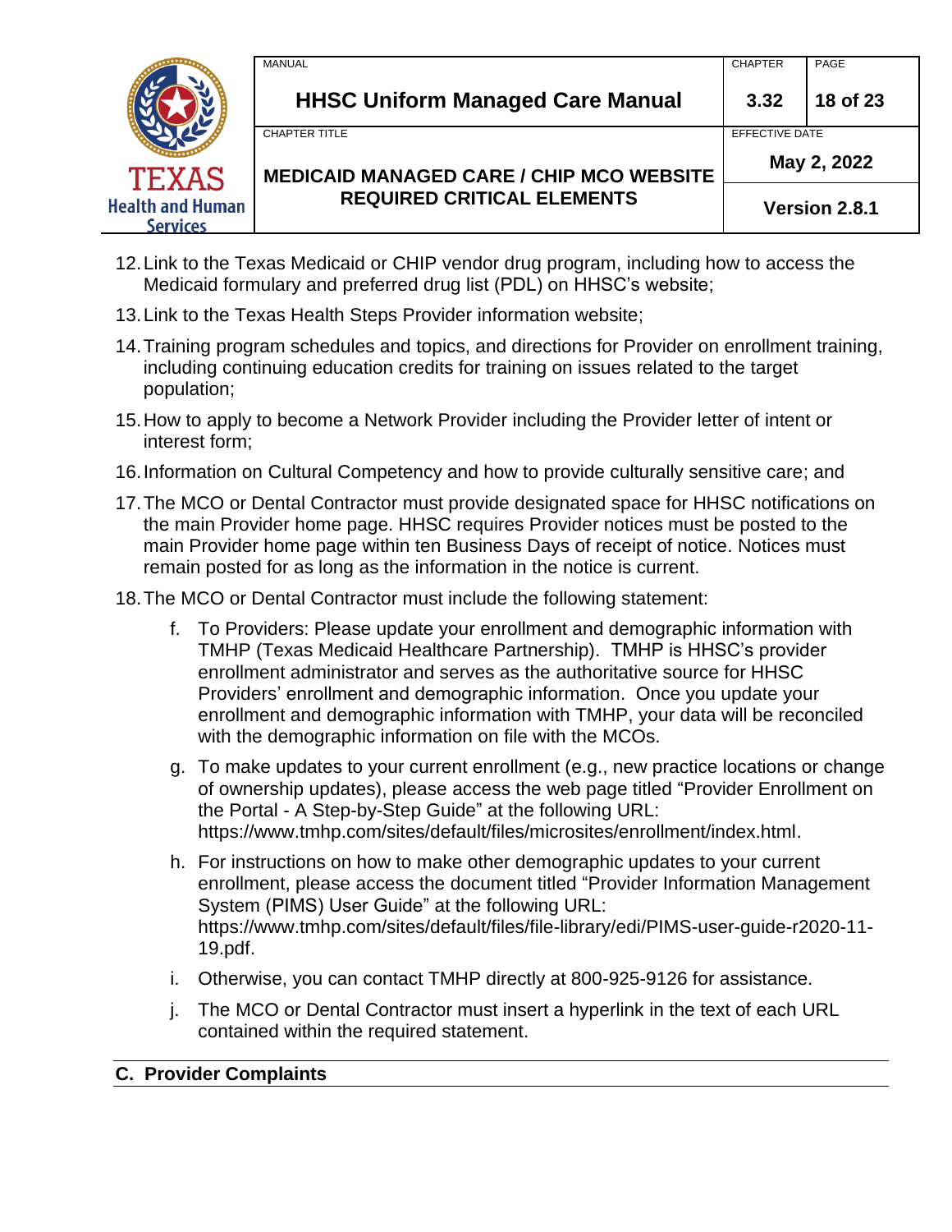12. Link to the Texas Medicaid or CHIP vendor drug program, including how to access the Medicaid formulary and preferred drug list (PDL) on HHSC's website;

13. Link to the Texas Health Steps Provider information website;

14. Training program schedules and topics, and directions for Provider on enrollment training, including continuing education credits for training on issues related to the target population;

15. How to apply to become a Network Provider including the Provider letter of intent or interest form;

16. Information on Cultural Competency and how to provide culturally sensitive care; and

17. The MCO or Dental Contractor must provide designated space for HHSC notifications on the main Provider home page. HHSC requires Provider notices must be posted to the main Provider home page within ten Business Days of receipt of notice. Notices must remain posted for as long as the information in the notice is current.

18. The MCO or Dental Contractor must include the following statement:

    f. To Providers: Please update your enrollment and demographic information with TMHP (Texas Medicaid Healthcare Partnership). TMHP is HHSC's provider enrollment administrator and serves as the authoritative source for HHSC Providers' enrollment and demographic information. Once you update your enrollment and demographic information with TMHP, your data will be reconciled with the demographic information on file with the MCOs.

    g. To make updates to your current enrollment (e.g., new practice locations or change of ownership updates), please access the web page titled "Provider Enrollment on the Portal - A Step-by-Step Guide" at the following URL: https://www.tmhp.com/sites/default/files/microsites/enrollment/index.html.

    h. For instructions on how to make other demographic updates to your current enrollment, please access the document titled "Provider Information Management System (PIMS) User Guide" at the following URL: https://www.tmhp.com/sites/default/files/file-library/edi/PIMS-user-guide-r2020-11-19.pdf.

    i. Otherwise, you can contact TMHP directly at 800-925-9126 for assistance.

    j. The MCO or Dental Contractor must insert a hyperlink in the text of each URL contained within the required statement.

## C. Provider Complaints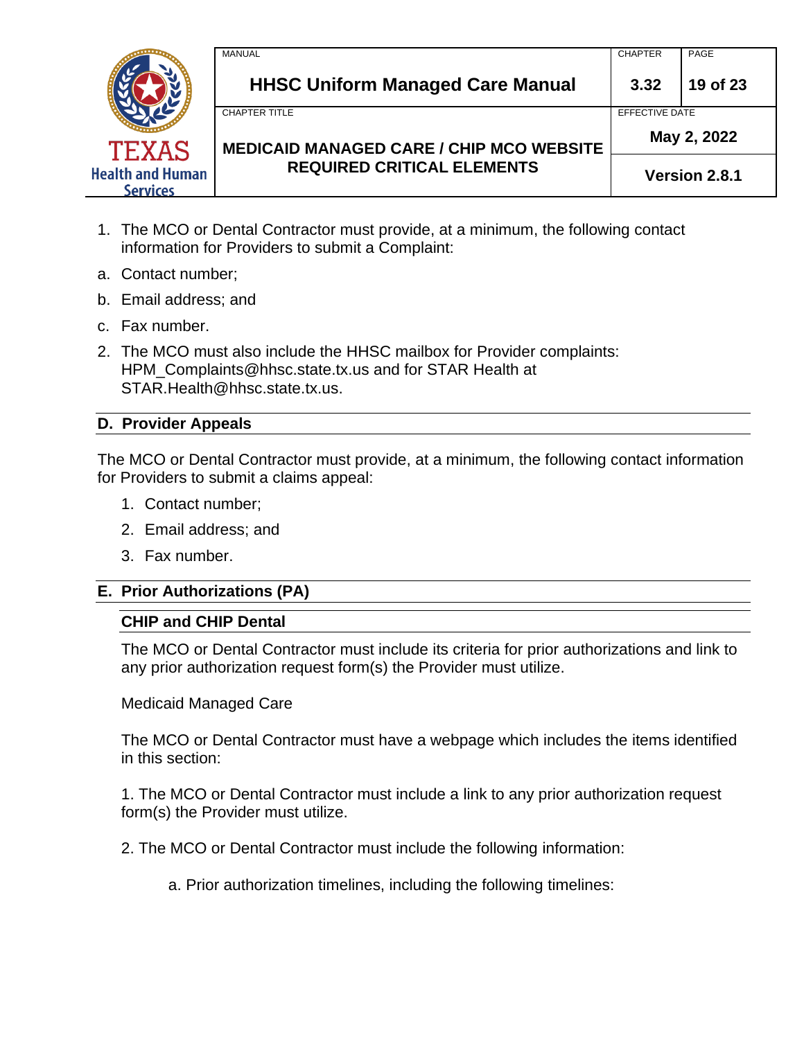1. The MCO or Dental Contractor must provide, at a minimum, the following contact information for Providers to submit a Complaint:

a. Contact number;

b. Email address; and

c. Fax number.

2. The MCO must also include the HHSC mailbox for Provider complaints: HPM_Complaints@hhsc.state.tx.us and for STAR Health at STAR.Health@hhsc.state.tx.us.

## D. Provider Appeals

The MCO or Dental Contractor must provide, at a minimum, the following contact information for Providers to submit a claims appeal:

1. Contact number;
2. Email address; and
3. Fax number.

## E. Prior Authorizations (PA)

### CHIP and CHIP Dental

The MCO or Dental Contractor must include its criteria for prior authorizations and link to any prior authorization request form(s) the Provider must utilize.

Medicaid Managed Care

The MCO or Dental Contractor must have a webpage which includes the items identified in this section:

1. The MCO or Dental Contractor must include a link to any prior authorization request form(s) the Provider must utilize.

2. The MCO or Dental Contractor must include the following information:

   a. Prior authorization timelines, including the following timelines: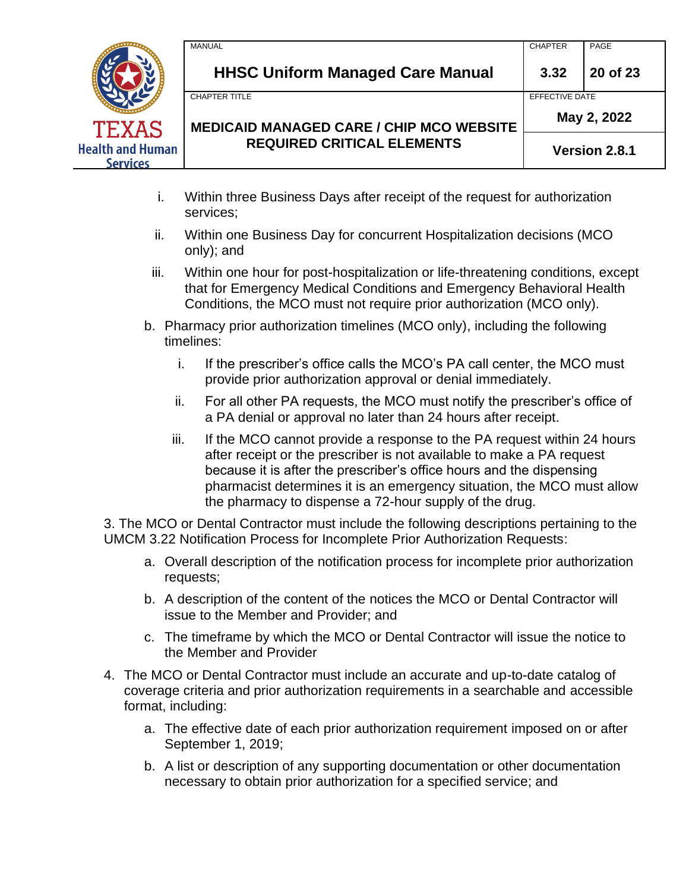i. Within three Business Days after receipt of the request for authorization services;

ii. Within one Business Day for concurrent Hospitalization decisions (MCO only); and

iii. Within one hour for post-hospitalization or life-threatening conditions, except that for Emergency Medical Conditions and Emergency Behavioral Health Conditions, the MCO must not require prior authorization (MCO only).

b. Pharmacy prior authorization timelines (MCO only), including the following timelines:

   i. If the prescriber's office calls the MCO's PA call center, the MCO must provide prior authorization approval or denial immediately.

   ii. For all other PA requests, the MCO must notify the prescriber's office of a PA denial or approval no later than 24 hours after receipt.

   iii. If the MCO cannot provide a response to the PA request within 24 hours after receipt or the prescriber is not available to make a PA request because it is after the prescriber's office hours and the dispensing pharmacist determines it is an emergency situation, the MCO must allow the pharmacy to dispense a 72-hour supply of the drug.

3. The MCO or Dental Contractor must include the following descriptions pertaining to the UMCM 3.22 Notification Process for Incomplete Prior Authorization Requests:

   a. Overall description of the notification process for incomplete prior authorization requests;

   b. A description of the content of the notices the MCO or Dental Contractor will issue to the Member and Provider; and

   c. The timeframe by which the MCO or Dental Contractor will issue the notice to the Member and Provider

4. The MCO or Dental Contractor must include an accurate and up-to-date catalog of coverage criteria and prior authorization requirements in a searchable and accessible format, including:

   a. The effective date of each prior authorization requirement imposed on or after September 1, 2019;

   b. A list or description of any supporting documentation or other documentation necessary to obtain prior authorization for a specified service; and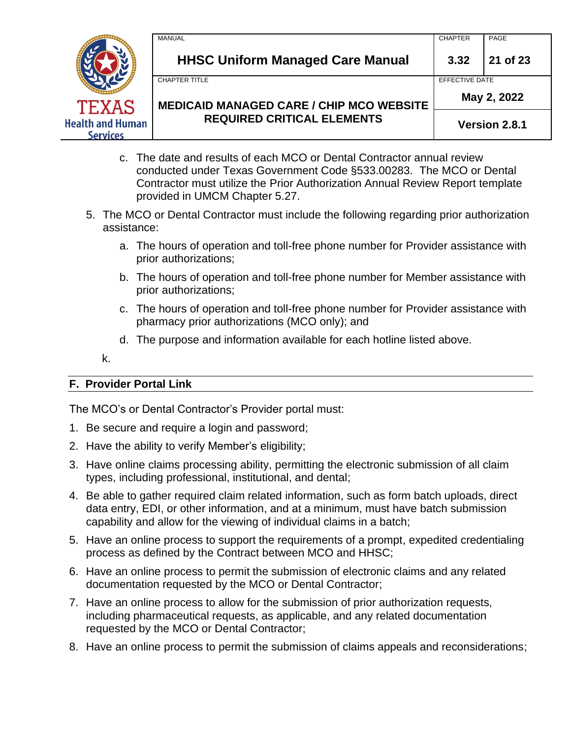c. The date and results of each MCO or Dental Contractor annual review conducted under Texas Government Code §533.00283. The MCO or Dental Contractor must utilize the Prior Authorization Annual Review Report template provided in UMCM Chapter 5.27.

5. The MCO or Dental Contractor must include the following regarding prior authorization assistance:

   a. The hours of operation and toll-free phone number for Provider assistance with prior authorizations;

   b. The hours of operation and toll-free phone number for Member assistance with prior authorizations;

   c. The hours of operation and toll-free phone number for Provider assistance with pharmacy prior authorizations (MCO only); and

   d. The purpose and information available for each hotline listed above.

k.

## F. Provider Portal Link

The MCO's or Dental Contractor's Provider portal must:

1. Be secure and require a login and password;
2. Have the ability to verify Member's eligibility;
3. Have online claims processing ability, permitting the electronic submission of all claim types, including professional, institutional, and dental;
4. Be able to gather required claim related information, such as form batch uploads, direct data entry, EDI, or other information, and at a minimum, must have batch submission capability and allow for the viewing of individual claims in a batch;
5. Have an online process to support the requirements of a prompt, expedited credentialing process as defined by the Contract between MCO and HHSC;
6. Have an online process to permit the submission of electronic claims and any related documentation requested by the MCO or Dental Contractor;
7. Have an online process to allow for the submission of prior authorization requests, including pharmaceutical requests, as applicable, and any related documentation requested by the MCO or Dental Contractor;
8. Have an online process to permit the submission of claims appeals and reconsiderations;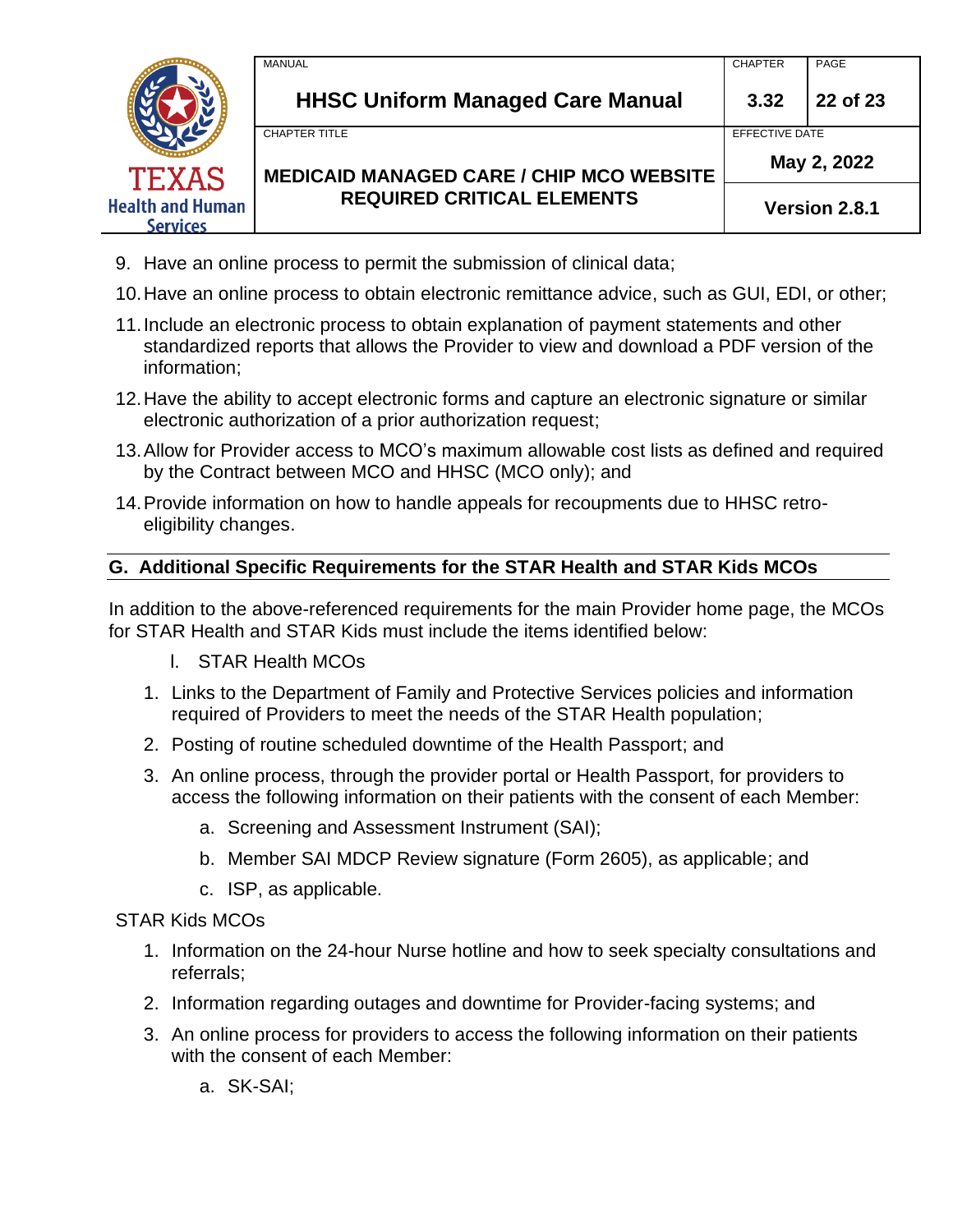9. Have an online process to permit the submission of clinical data;
10. Have an online process to obtain electronic remittance advice, such as GUI, EDI, or other;
11. Include an electronic process to obtain explanation of payment statements and other standardized reports that allows the Provider to view and download a PDF version of the information;
12. Have the ability to accept electronic forms and capture an electronic signature or similar electronic authorization of a prior authorization request;
13. Allow for Provider access to MCO's maximum allowable cost lists as defined and required by the Contract between MCO and HHSC (MCO only); and
14. Provide information on how to handle appeals for recoupments due to HHSC retro-eligibility changes.

## G. Additional Specific Requirements for the STAR Health and STAR Kids MCOs

In addition to the above-referenced requirements for the main Provider home page, the MCOs for STAR Health and STAR Kids must include the items identified below:

I. STAR Health MCOs

1. Links to the Department of Family and Protective Services policies and information required of Providers to meet the needs of the STAR Health population;
2. Posting of routine scheduled downtime of the Health Passport; and
3. An online process, through the provider portal or Health Passport, for providers to access the following information on their patients with the consent of each Member:
   a. Screening and Assessment Instrument (SAI);
   b. Member SAI MDCP Review signature (Form 2605), as applicable; and
   c. ISP, as applicable.

STAR Kids MCOs

1. Information on the 24-hour Nurse hotline and how to seek specialty consultations and referrals;
2. Information regarding outages and downtime for Provider-facing systems; and
3. An online process for providers to access the following information on their patients with the consent of each Member:
   a. SK-SAI;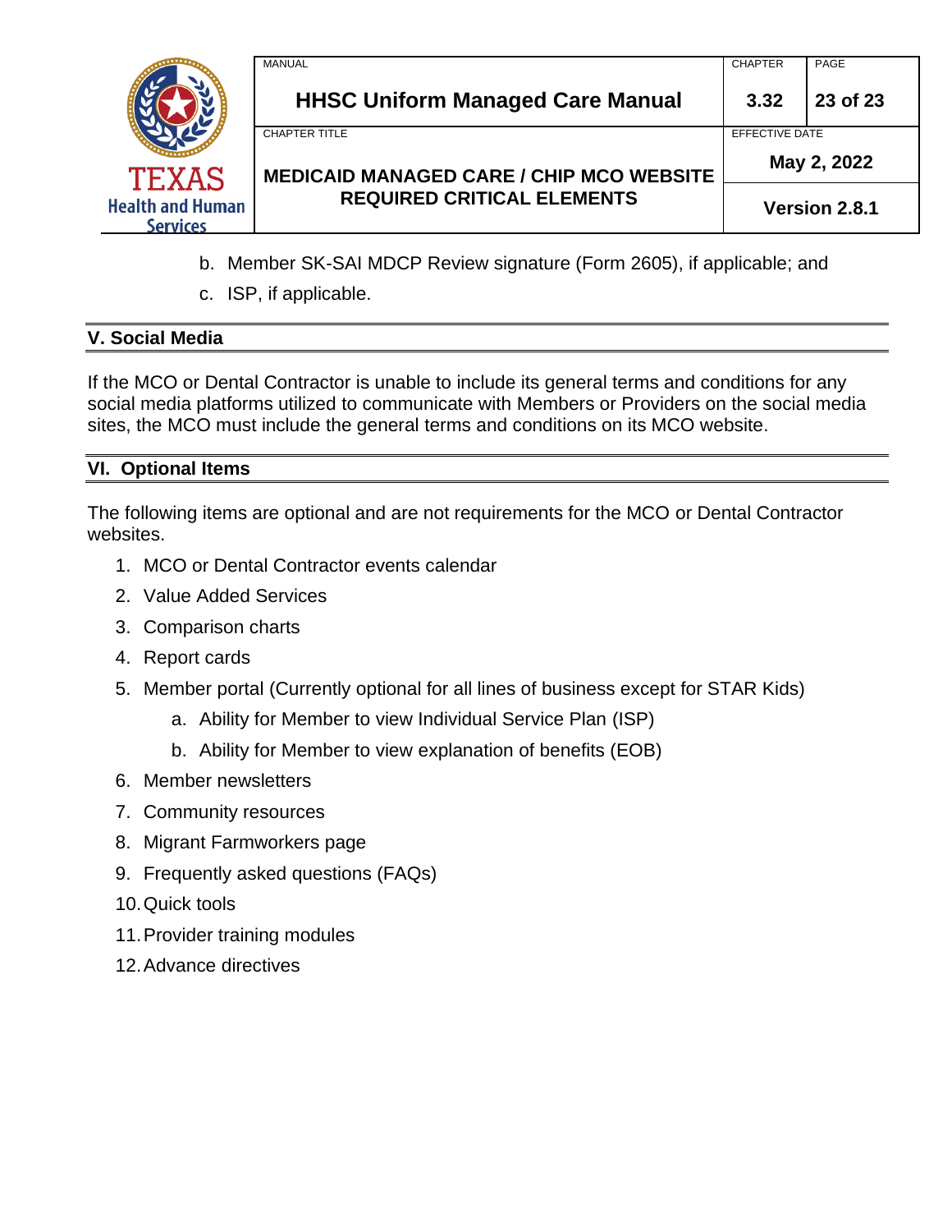b. Member SK-SAI MDCP Review signature (Form 2605), if applicable; and

c. ISP, if applicable.

## V. Social Media

If the MCO or Dental Contractor is unable to include its general terms and conditions for any social media platforms utilized to communicate with Members or Providers on the social media sites, the MCO must include the general terms and conditions on its MCO website.

## VI. Optional Items

The following items are optional and are not requirements for the MCO or Dental Contractor websites.

1. MCO or Dental Contractor events calendar
2. Value Added Services
3. Comparison charts
4. Report cards
5. Member portal (Currently optional for all lines of business except for STAR Kids)
    a. Ability for Member to view Individual Service Plan (ISP)
    b. Ability for Member to view explanation of benefits (EOB)
6. Member newsletters
7. Community resources
8. Migrant Farmworkers page
9. Frequently asked questions (FAQs)
10. Quick tools
11. Provider training modules
12. Advance directives